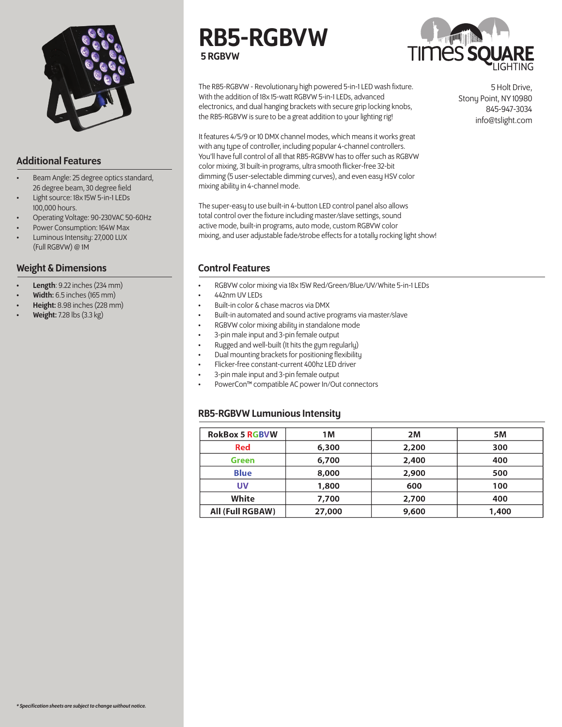# RB5-RGBVW

**5 RGBVW**

5 Holt Drive,
Stony Point, NY 10980
845-947-3034
info@tslight.com

The RB5-RGBVW - Revolutionary high powered 5-in-1 LED wash fixture. With the addition of 18x 15-watt RGBVW 5-in-1 LEDs, advanced electronics, and dual hanging brackets with secure grip locking knobs, the RB5-RGBVW is sure to be a great addition to your lighting rig!

It features 4/5/9 or 10 DMX channel modes, which means it works great with any type of controller, including popular 4-channel controllers. You'll have full control of all that RB5-RGBVW has to offer such as RGBVW color mixing, 31 built-in programs, ultra smooth flicker-free 32-bit dimming (5 user-selectable dimming curves), and even easy HSV color mixing ability in 4-channel mode.

The super-easy to use built-in 4-button LED control panel also allows total control over the fixture including master/slave settings, sound active mode, built-in programs, auto mode, custom RGBVW color mixing, and user adjustable fade/strobe effects for a totally rocking light show!

## Additional Features

- Beam Angle: 25 degree optics standard, 26 degree beam, 30 degree field
- Light source: 18x 15W 5-in-1 LEDs 100,000 hours.
- Operating Voltage: 90-230VAC 50-60Hz
- Power Consumption: 164W Max
- Luminous Intensity: 27,000 LUX (Full RGBVW) @ 1M

## Weight & Dimensions

- **Length**: 9.22 inches (234 mm)
- **Width:** 6.5 inches (165 mm)
- **Height:** 8.98 inches (228 mm)
- **Weight:** 7.28 lbs (3.3 kg)

## Control Features

- RGBVW color mixing via 18x 15W Red/Green/Blue/UV/White 5-in-1 LEDs
- 442nm UV LEDs
- Built-in color & chase macros via DMX
- Built-in automated and sound active programs via master/slave
- RGBVW color mixing ability in standalone mode
- 3-pin male input and 3-pin female output
- Rugged and well-built (It hits the gym regularly)
- Dual mounting brackets for positioning flexibility
- Flicker-free constant-current 400hz LED driver
- 3-pin male input and 3-pin female output
- PowerCon™ compatible AC power In/Out connectors

## RB5-RGBVW Lumunious Intensity

| RokBox 5 RGBVW | 1M | 2M | 5M |
|---|---|---|---|
| Red | 6,300 | 2,200 | 300 |
| Green | 6,700 | 2,400 | 400 |
| Blue | 8,000 | 2,900 | 500 |
| UV | 1,800 | 600 | 100 |
| White | 7,700 | 2,700 | 400 |
| All (Full RGBAW) | 27,000 | 9,600 | 1,400 |

*\* Specification sheets are subject to change without notice.*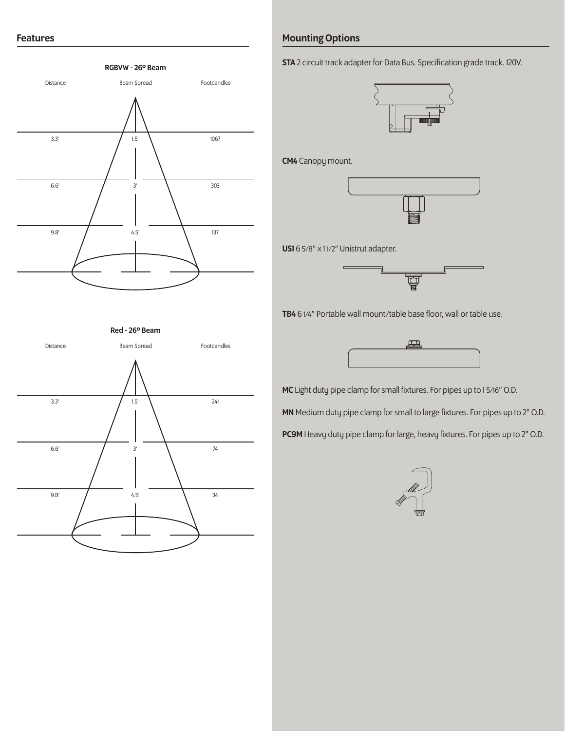## Features

**RGBVW - 26º Beam**

Distance
Beam Spread
Footcandles

3.3'
1.5'
1067

6.6'
3'
303

9.8'
4.5'
137

**Red - 26º Beam**

Distance
Beam Spread
Footcandles

3.3'
1.5'
241

6.6'
3'
74

9.8'
4.5'
34

## Mounting Options

**STA** 2 circuit track adapter for Data Bus. Specification grade track. 120V.

**CM4** Canopy mount.

**US1** 6 5/8" x 1 1/2" Unistrut adapter.

**TB4** 6 1/4" Portable wall mount/table base floor, wall or table use.

**MC** Light duty pipe clamp for small fixtures. For pipes up to 1 5/16" O.D.

**MN** Medium duty pipe clamp for small to large fixtures. For pipes up to 2" O.D.

**PC9M** Heavy duty pipe clamp for large, heavy fixtures. For pipes up to 2" O.D.